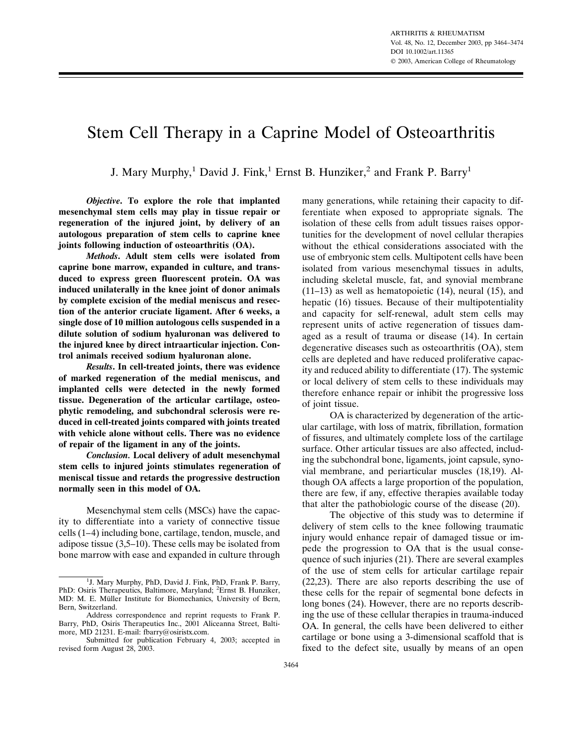# Stem Cell Therapy in a Caprine Model of Osteoarthritis

J. Mary Murphy,[1] David J. Fink,[1] Ernst B. Hunziker,[2] and Frank P. Barry[1]

***Objective*. To explore the role that implanted mesenchymal stem cells may play in tissue repair or regeneration of the injured joint, by delivery of an autologous preparation of stem cells to caprine knee joints following induction of osteoarthritis (OA).**

***Methods*. Adult stem cells were isolated from caprine bone marrow, expanded in culture, and transduced to express green fluorescent protein. OA was induced unilaterally in the knee joint of donor animals by complete excision of the medial meniscus and resection of the anterior cruciate ligament. After 6 weeks, a single dose of 10 million autologous cells suspended in a dilute solution of sodium hyaluronan was delivered to the injured knee by direct intraarticular injection. Control animals received sodium hyaluronan alone.**

***Results*. In cell-treated joints, there was evidence of marked regeneration of the medial meniscus, and implanted cells were detected in the newly formed tissue. Degeneration of the articular cartilage, osteophytic remodeling, and subchondral sclerosis were reduced in cell-treated joints compared with joints treated with vehicle alone without cells. There was no evidence of repair of the ligament in any of the joints.**

***Conclusion*. Local delivery of adult mesenchymal stem cells to injured joints stimulates regeneration of meniscal tissue and retards the progressive destruction normally seen in this model of OA.**

Mesenchymal stem cells (MSCs) have the capacity to differentiate into a variety of connective tissue cells (1–4) including bone, cartilage, tendon, muscle, and adipose tissue (3,5–10). These cells may be isolated from bone marrow with ease and expanded in culture through many generations, while retaining their capacity to differentiate when exposed to appropriate signals. The isolation of these cells from adult tissues raises opportunities for the development of novel cellular therapies without the ethical considerations associated with the use of embryonic stem cells. Multipotent cells have been isolated from various mesenchymal tissues in adults, including skeletal muscle, fat, and synovial membrane (11–13) as well as hematopoietic (14), neural (15), and hepatic (16) tissues. Because of their multipotentiality and capacity for self-renewal, adult stem cells may represent units of active regeneration of tissues damaged as a result of trauma or disease (14). In certain degenerative diseases such as osteoarthritis (OA), stem cells are depleted and have reduced proliferative capacity and reduced ability to differentiate (17). The systemic or local delivery of stem cells to these individuals may therefore enhance repair or inhibit the progressive loss of joint tissue.

OA is characterized by degeneration of the articular cartilage, with loss of matrix, fibrillation, formation of fissures, and ultimately complete loss of the cartilage surface. Other articular tissues are also affected, including the subchondral bone, ligaments, joint capsule, synovial membrane, and periarticular muscles (18,19). Although OA affects a large proportion of the population, there are few, if any, effective therapies available today that alter the pathobiologic course of the disease (20).

The objective of this study was to determine if delivery of stem cells to the knee following traumatic injury would enhance repair of damaged tissue or impede the progression to OA that is the usual consequence of such injuries (21). There are several examples of the use of stem cells for articular cartilage repair (22,23). There are also reports describing the use of these cells for the repair of segmental bone defects in long bones (24). However, there are no reports describing the use of these cellular therapies in trauma-induced OA. In general, the cells have been delivered to either cartilage or bone using a 3-dimensional scaffold that is fixed to the defect site, usually by means of an open

---

[1]J. Mary Murphy, PhD, David J. Fink, PhD, Frank P. Barry, PhD: Osiris Therapeutics, Baltimore, Maryland; [2]Ernst B. Hunziker, MD: M. E. Müller Institute for Biomechanics, University of Bern, Bern, Switzerland.

Address correspondence and reprint requests to Frank P. Barry, PhD, Osiris Therapeutics Inc., 2001 Aliceanna Street, Baltimore, MD 21231. E-mail: fbarry@osiristx.com.

Submitted for publication February 4, 2003; accepted in revised form August 28, 2003.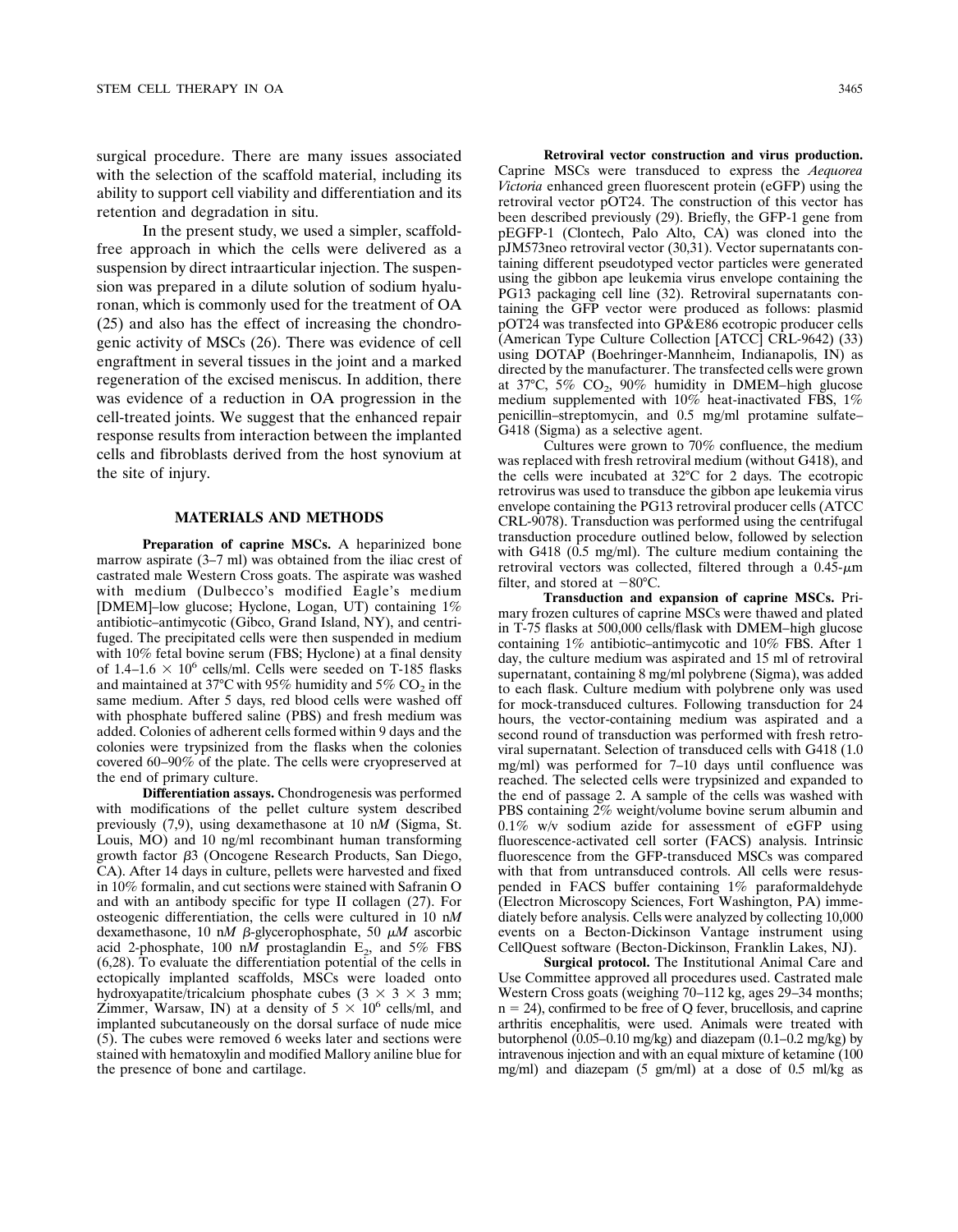surgical procedure. There are many issues associated with the selection of the scaffold material, including its ability to support cell viability and differentiation and its retention and degradation in situ.

In the present study, we used a simpler, scaffold-free approach in which the cells were delivered as a suspension by direct intraarticular injection. The suspension was prepared in a dilute solution of sodium hyaluronan, which is commonly used for the treatment of OA (25) and also has the effect of increasing the chondrogenic activity of MSCs (26). There was evidence of cell engraftment in several tissues in the joint and a marked regeneration of the excised meniscus. In addition, there was evidence of a reduction in OA progression in the cell-treated joints. We suggest that the enhanced repair response results from interaction between the implanted cells and fibroblasts derived from the host synovium at the site of injury.

## MATERIALS AND METHODS

**Preparation of caprine MSCs.** A heparinized bone marrow aspirate (3–7 ml) was obtained from the iliac crest of castrated male Western Cross goats. The aspirate was washed with medium (Dulbecco's modified Eagle's medium [DMEM]–low glucose; Hyclone, Logan, UT) containing 1% antibiotic–antimycotic (Gibco, Grand Island, NY), and centrifuged. The precipitated cells were then suspended in medium with 10% fetal bovine serum (FBS; Hyclone) at a final density of $1.4–1.6 \times 10^6$ cells/ml. Cells were seeded on T-185 flasks and maintained at 37°C with 95% humidity and 5% $CO_2$ in the same medium. After 5 days, red blood cells were washed off with phosphate buffered saline (PBS) and fresh medium was added. Colonies of adherent cells formed within 9 days and the colonies were trypsinized from the flasks when the colonies covered 60–90% of the plate. The cells were cryopreserved at the end of primary culture.

**Differentiation assays.** Chondrogenesis was performed with modifications of the pellet culture system described previously (7,9), using dexamethasone at 10 n*M* (Sigma, St. Louis, MO) and 10 ng/ml recombinant human transforming growth factor β3 (Oncogene Research Products, San Diego, CA). After 14 days in culture, pellets were harvested and fixed in 10% formalin, and cut sections were stained with Safranin O and with an antibody specific for type II collagen (27). For osteogenic differentiation, the cells were cultured in 10 n*M* dexamethasone, 10 n*M* β-glycerophosphate, 50 μ*M* ascorbic acid 2-phosphate, 100 n*M* prostaglandin $E_2$, and 5% FBS (6,28). To evaluate the differentiation potential of the cells in ectopically implanted scaffolds, MSCs were loaded onto hydroxyapatite/tricalcium phosphate cubes ($3 \times 3 \times 3$ mm; Zimmer, Warsaw, IN) at a density of $5 \times 10^6$ cells/ml, and implanted subcutaneously on the dorsal surface of nude mice (5). The cubes were removed 6 weeks later and sections were stained with hematoxylin and modified Mallory aniline blue for the presence of bone and cartilage.

**Retroviral vector construction and virus production.** Caprine MSCs were transduced to express the *Aequorea Victoria* enhanced green fluorescent protein (eGFP) using the retroviral vector pOT24. The construction of this vector has been described previously (29). Briefly, the GFP-1 gene from pEGFP-1 (Clontech, Palo Alto, CA) was cloned into the pJM573neo retroviral vector (30,31). Vector supernatants containing different pseudotyped vector particles were generated using the gibbon ape leukemia virus envelope containing the PG13 packaging cell line (32). Retroviral supernatants containing the GFP vector were produced as follows: plasmid pOT24 was transfected into GP&E86 ecotropic producer cells (American Type Culture Collection [ATCC] CRL-9642) (33) using DOTAP (Boehringer-Mannheim, Indianapolis, IN) as directed by the manufacturer. The transfected cells were grown at 37°C, 5% $CO_2$, 90% humidity in DMEM–high glucose medium supplemented with 10% heat-inactivated FBS, 1% penicillin–streptomycin, and 0.5 mg/ml protamine sulfate–G418 (Sigma) as a selective agent.

Cultures were grown to 70% confluence, the medium was replaced with fresh retroviral medium (without G418), and the cells were incubated at 32°C for 2 days. The ecotropic retrovirus was used to transduce the gibbon ape leukemia virus envelope containing the PG13 retroviral producer cells (ATCC CRL-9078). Transduction was performed using the centrifugal transduction procedure outlined below, followed by selection with G418 (0.5 mg/ml). The culture medium containing the retroviral vectors was collected, filtered through a 0.45-μm filter, and stored at −80°C.

**Transduction and expansion of caprine MSCs.** Primary frozen cultures of caprine MSCs were thawed and plated in T-75 flasks at 500,000 cells/flask with DMEM–high glucose containing 1% antibiotic–antimycotic and 10% FBS. After 1 day, the culture medium was aspirated and 15 ml of retroviral supernatant, containing 8 mg/ml polybrene (Sigma), was added to each flask. Culture medium with polybrene only was used for mock-transduced cultures. Following transduction for 24 hours, the vector-containing medium was aspirated and a second round of transduction was performed with fresh retroviral supernatant. Selection of transduced cells with G418 (1.0 mg/ml) was performed for 7–10 days until confluence was reached. The selected cells were trypsinized and expanded to the end of passage 2. A sample of the cells was washed with PBS containing 2% weight/volume bovine serum albumin and 0.1% w/v sodium azide for assessment of eGFP using fluorescence-activated cell sorter (FACS) analysis. Intrinsic fluorescence from the GFP-transduced MSCs was compared with that from untransduced controls. All cells were resuspended in FACS buffer containing 1% paraformaldehyde (Electron Microscopy Sciences, Fort Washington, PA) immediately before analysis. Cells were analyzed by collecting 10,000 events on a Becton-Dickinson Vantage instrument using CellQuest software (Becton-Dickinson, Franklin Lakes, NJ).

**Surgical protocol.** The Institutional Animal Care and Use Committee approved all procedures used. Castrated male Western Cross goats (weighing 70–112 kg, ages 29–34 months; n = 24), confirmed to be free of Q fever, brucellosis, and caprine arthritis encephalitis, were used. Animals were treated with butorphenol (0.05–0.10 mg/kg) and diazepam (0.1–0.2 mg/kg) by intravenous injection and with an equal mixture of ketamine (100 mg/ml) and diazepam (5 gm/ml) at a dose of 0.5 ml/kg as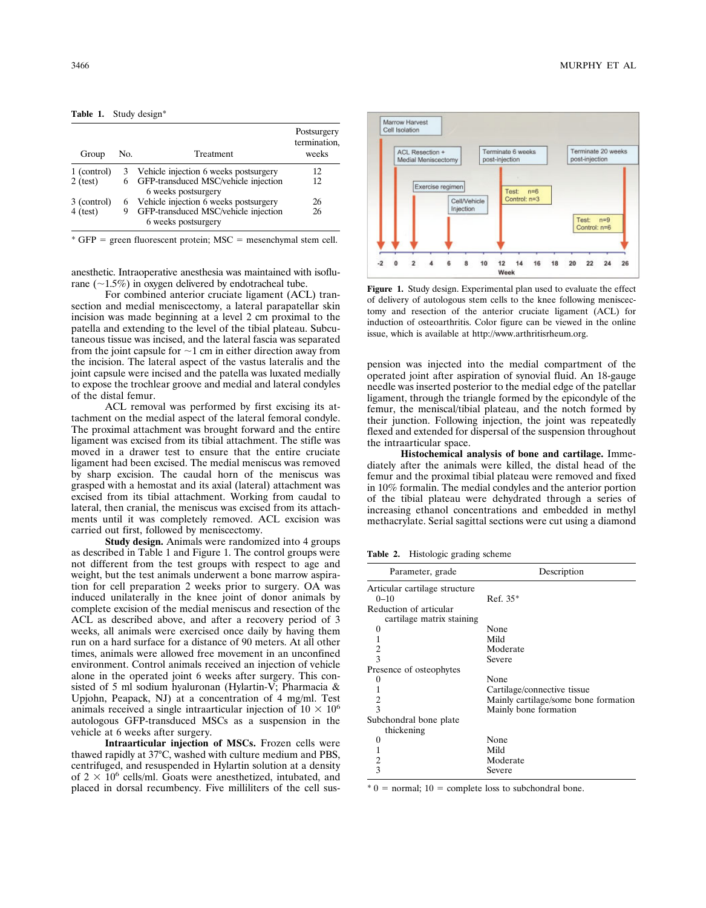**Table 1.** Study design*

| Group | No. | Treatment | Postsurgery termination, weeks |
|---|---|---|---|
| 1 (control) | 3 | Vehicle injection 6 weeks postsurgery | 12 |
| 2 (test) | 6 | GFP-transduced MSC/vehicle injection 6 weeks postsurgery | 12 |
| 3 (control) | 6 | Vehicle injection 6 weeks postsurgery | 26 |
| 4 (test) | 9 | GFP-transduced MSC/vehicle injection 6 weeks postsurgery | 26 |

* GFP = green fluorescent protein; MSC = mesenchymal stem cell.

anesthetic. Intraoperative anesthesia was maintained with isoflurane (~1.5%) in oxygen delivered by endotracheal tube.

For combined anterior cruciate ligament (ACL) transection and medial meniscectomy, a lateral parapatellar skin incision was made beginning at a level 2 cm proximal to the patella and extending to the level of the tibial plateau. Subcutaneous tissue was incised, and the lateral fascia was separated from the joint capsule for ~1 cm in either direction away from the incision. The lateral aspect of the vastus lateralis and the joint capsule were incised and the patella was luxated medially to expose the trochlear groove and medial and lateral condyles of the distal femur.

ACL removal was performed by first excising its attachment on the medial aspect of the lateral femoral condyle. The proximal attachment was brought forward and the entire ligament was excised from its tibial attachment. The stifle was moved in a drawer test to ensure that the entire cruciate ligament had been excised. The medial meniscus was removed by sharp excision. The caudal horn of the meniscus was grasped with a hemostat and its axial (lateral) attachment was excised from its tibial attachment. Working from caudal to lateral, then cranial, the meniscus was excised from its attachments until it was completely removed. ACL excision was carried out first, followed by meniscectomy.

**Study design.** Animals were randomized into 4 groups as described in Table 1 and Figure 1. The control groups were not different from the test groups with respect to age and weight, but the test animals underwent a bone marrow aspiration for cell preparation 2 weeks prior to surgery. OA was induced unilaterally in the knee joint of donor animals by complete excision of the medial meniscus and resection of the ACL as described above, and after a recovery period of 3 weeks, all animals were exercised once daily by having them run on a hard surface for a distance of 90 meters. At all other times, animals were allowed free movement in an unconfined environment. Control animals received an injection of vehicle alone in the operated joint 6 weeks after surgery. This consisted of 5 ml sodium hyaluronan (Hylartin-V; Pharmacia & Upjohn, Peapack, NJ) at a concentration of 4 mg/ml. Test animals received a single intraarticular injection of $10 \times 10^6$ autologous GFP-transduced MSCs as a suspension in the vehicle at 6 weeks after surgery.

**Intraarticular injection of MSCs.** Frozen cells were thawed rapidly at 37°C, washed with culture medium and PBS, centrifuged, and resuspended in Hylartin solution at a density of $2 \times 10^6$ cells/ml. Goats were anesthetized, intubated, and placed in dorsal recumbency. Five milliliters of the cell suspension was injected into the medial compartment of the operated joint after aspiration of synovial fluid. An 18-gauge needle was inserted posterior to the medial edge of the patellar ligament, through the triangle formed by the epicondyle of the femur, the meniscal/tibial plateau, and the notch formed by their junction. Following injection, the joint was repeatedly flexed and extended for dispersal of the suspension throughout the intraarticular space.

**Figure 1.** Study design. Experimental plan used to evaluate the effect of delivery of autologous stem cells to the knee following meniscectomy and resection of the anterior cruciate ligament (ACL) for induction of osteoarthritis. Color figure can be viewed in the online issue, which is available at http://www.arthritisrheum.org.

**Histochemical analysis of bone and cartilage.** Immediately after the animals were killed, the distal head of the femur and the proximal tibial plateau were removed and fixed in 10% formalin. The medial condyles and the anterior portion of the tibial plateau were dehydrated through a series of increasing ethanol concentrations and embedded in methyl methacrylate. Serial sagittal sections were cut using a diamond

**Table 2.** Histologic grading scheme

| Parameter, grade | Description |
|---|---|
| Articular cartilage structure | |
| 0–10 | Ref. 35* |
| Reduction of articular cartilage matrix staining | |
| 0 | None |
| 1 | Mild |
| 2 | Moderate |
| 3 | Severe |
| Presence of osteophytes | |
| 0 | None |
| 1 | Cartilage/connective tissue |
| 2 | Mainly cartilage/some bone formation |
| 3 | Mainly bone formation |
| Subchondral bone plate thickening | |
| 0 | None |
| 1 | Mild |
| 2 | Moderate |
| 3 | Severe |

* 0 = normal; 10 = complete loss to subchondral bone.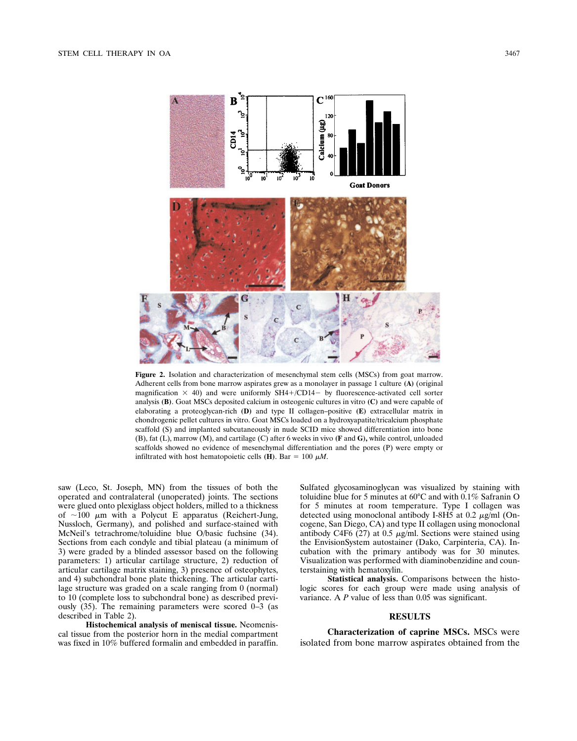**Figure 2.** Isolation and characterization of mesenchymal stem cells (MSCs) from goat marrow. Adherent cells from bone marrow aspirates grew as a monolayer in passage 1 culture **(A)** (original magnification × 40) and were uniformly SH4+/CD14− by fluorescence-activated cell sorter analysis **(B)**. Goat MSCs deposited calcium in osteogenic cultures in vitro **(C)** and were capable of elaborating a proteoglycan-rich **(D)** and type II collagen–positive **(E)** extracellular matrix in chondrogenic pellet cultures in vitro. Goat MSCs loaded on a hydroxyapatite/tricalcium phosphate scaffold (S) and implanted subcutaneously in nude SCID mice showed differentiation into bone (B), fat (L), marrow (M), and cartilage (C) after 6 weeks in vivo **(F** and **G),** while control, unloaded scaffolds showed no evidence of mesenchymal differentiation and the pores (P) were empty or infiltrated with host hematopoietic cells **(H)**. Bar = 100 $\mu M$.

saw (Leco, St. Joseph, MN) from the tissues of both the operated and contralateral (unoperated) joints. The sections were glued onto plexiglass object holders, milled to a thickness of ~100 $\mu$m with a Polycut E apparatus (Reichert-Jung, Nussloch, Germany), and polished and surface-stained with McNeil's tetrachrome/toluidine blue O/basic fuchsine (34). Sections from each condyle and tibial plateau (a minimum of 3) were graded by a blinded assessor based on the following parameters: 1) articular cartilage structure, 2) reduction of articular cartilage matrix staining, 3) presence of osteophytes, and 4) subchondral bone plate thickening. The articular cartilage structure was graded on a scale ranging from 0 (normal) to 10 (complete loss to subchondral bone) as described previously (35). The remaining parameters were scored 0–3 (as described in Table 2).

**Histochemical analysis of meniscal tissue.** Neomeniscal tissue from the posterior horn in the medial compartment was fixed in 10% buffered formalin and embedded in paraffin. Sulfated glycosaminoglycan was visualized by staining with toluidine blue for 5 minutes at 60°C and with 0.1% Safranin O for 5 minutes at room temperature. Type I collagen was detected using monoclonal antibody I-8H5 at 0.2 $\mu$g/ml (Oncogene, San Diego, CA) and type II collagen using monoclonal antibody C4F6 (27) at 0.5 $\mu$g/ml. Sections were stained using the EnvisionSystem autostainer (Dako, Carpinteria, CA). Incubation with the primary antibody was for 30 minutes. Visualization was performed with diaminobenzidine and counterstaining with hematoxylin.

**Statistical analysis.** Comparisons between the histologic scores for each group were made using analysis of variance. A $P$ value of less than 0.05 was significant.

## RESULTS

**Characterization of caprine MSCs.** MSCs were isolated from bone marrow aspirates obtained from the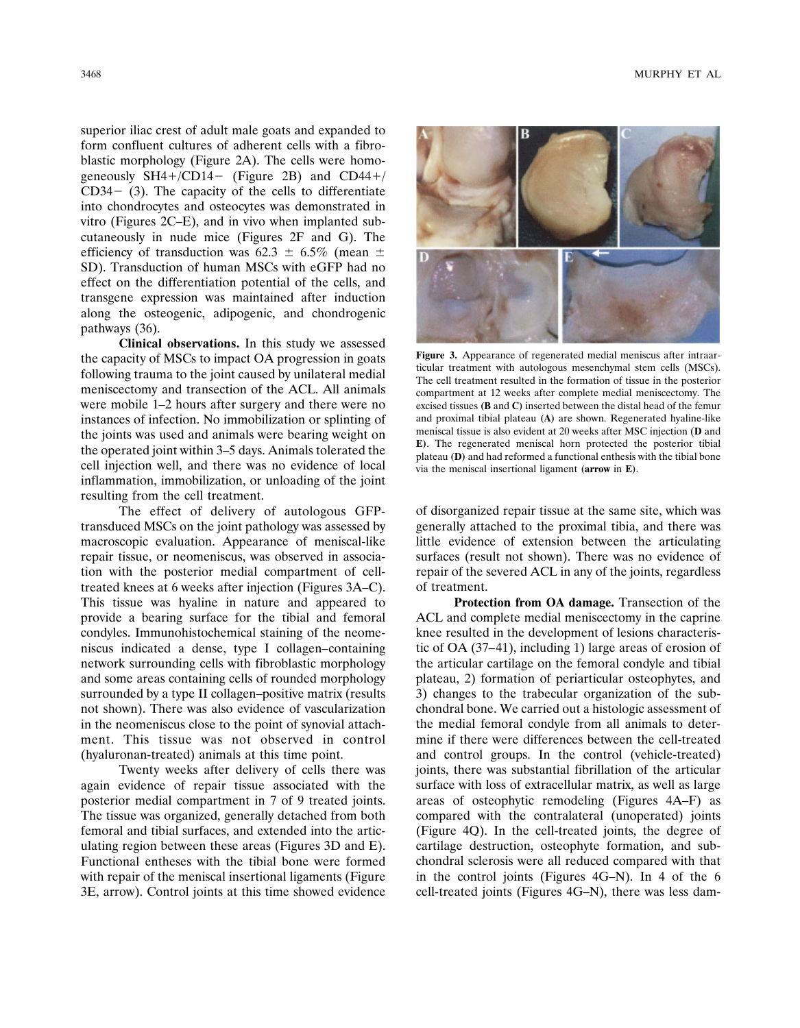superior iliac crest of adult male goats and expanded to form confluent cultures of adherent cells with a fibroblastic morphology (Figure 2A). The cells were homogeneously SH4+/CD14− (Figure 2B) and CD44+/CD34− (3). The capacity of the cells to differentiate into chondrocytes and osteocytes was demonstrated in vitro (Figures 2C–E), and in vivo when implanted subcutaneously in nude mice (Figures 2F and G). The efficiency of transduction was 62.3 ± 6.5% (mean ± SD). Transduction of human MSCs with eGFP had no effect on the differentiation potential of the cells, and transgene expression was maintained after induction along the osteogenic, adipogenic, and chondrogenic pathways (36).

**Clinical observations.** In this study we assessed the capacity of MSCs to impact OA progression in goats following trauma to the joint caused by unilateral medial meniscectomy and transection of the ACL. All animals were mobile 1–2 hours after surgery and there were no instances of infection. No immobilization or splinting of the joints was used and animals were bearing weight on the operated joint within 3–5 days. Animals tolerated the cell injection well, and there was no evidence of local inflammation, immobilization, or unloading of the joint resulting from the cell treatment.

The effect of delivery of autologous GFP-transduced MSCs on the joint pathology was assessed by macroscopic evaluation. Appearance of meniscal-like repair tissue, or neomeniscus, was observed in association with the posterior medial compartment of cell-treated knees at 6 weeks after injection (Figures 3A–C). This tissue was hyaline in nature and appeared to provide a bearing surface for the tibial and femoral condyles. Immunohistochemical staining of the neomeniscus indicated a dense, type I collagen–containing network surrounding cells with fibroblastic morphology and some areas containing cells of rounded morphology surrounded by a type II collagen–positive matrix (results not shown). There was also evidence of vascularization in the neomeniscus close to the point of synovial attachment. This tissue was not observed in control (hyaluronan-treated) animals at this time point.

Twenty weeks after delivery of cells there was again evidence of repair tissue associated with the posterior medial compartment in 7 of 9 treated joints. The tissue was organized, generally detached from both femoral and tibial surfaces, and extended into the articulating region between these areas (Figures 3D and E). Functional entheses with the tibial bone were formed with repair of the meniscal insertional ligaments (Figure 3E, arrow). Control joints at this time showed evidence

**Figure 3.** Appearance of regenerated medial meniscus after intraarticular treatment with autologous mesenchymal stem cells (MSCs). The cell treatment resulted in the formation of tissue in the posterior compartment at 12 weeks after complete medial meniscectomy. The excised tissues (**B** and **C**) inserted between the distal head of the femur and proximal tibial plateau (**A**) are shown. Regenerated hyaline-like meniscal tissue is also evident at 20 weeks after MSC injection (**D** and **E**). The regenerated meniscal horn protected the posterior tibial plateau (**D**) and had reformed a functional enthesis with the tibial bone via the meniscal insertional ligament (**arrow** in **E**).

of disorganized repair tissue at the same site, which was generally attached to the proximal tibia, and there was little evidence of extension between the articulating surfaces (result not shown). There was no evidence of repair of the severed ACL in any of the joints, regardless of treatment.

**Protection from OA damage.** Transection of the ACL and complete medial meniscectomy in the caprine knee resulted in the development of lesions characteristic of OA (37–41), including 1) large areas of erosion of the articular cartilage on the femoral condyle and tibial plateau, 2) formation of periarticular osteophytes, and 3) changes to the trabecular organization of the subchondral bone. We carried out a histologic assessment of the medial femoral condyle from all animals to determine if there were differences between the cell-treated and control groups. In the control (vehicle-treated) joints, there was substantial fibrillation of the articular surface with loss of extracellular matrix, as well as large areas of osteophytic remodeling (Figures 4A–F) as compared with the contralateral (unoperated) joints (Figure 4Q). In the cell-treated joints, the degree of cartilage destruction, osteophyte formation, and subchondral sclerosis were all reduced compared with that in the control joints (Figures 4G–N). In 4 of the 6 cell-treated joints (Figures 4G–N), there was less dam-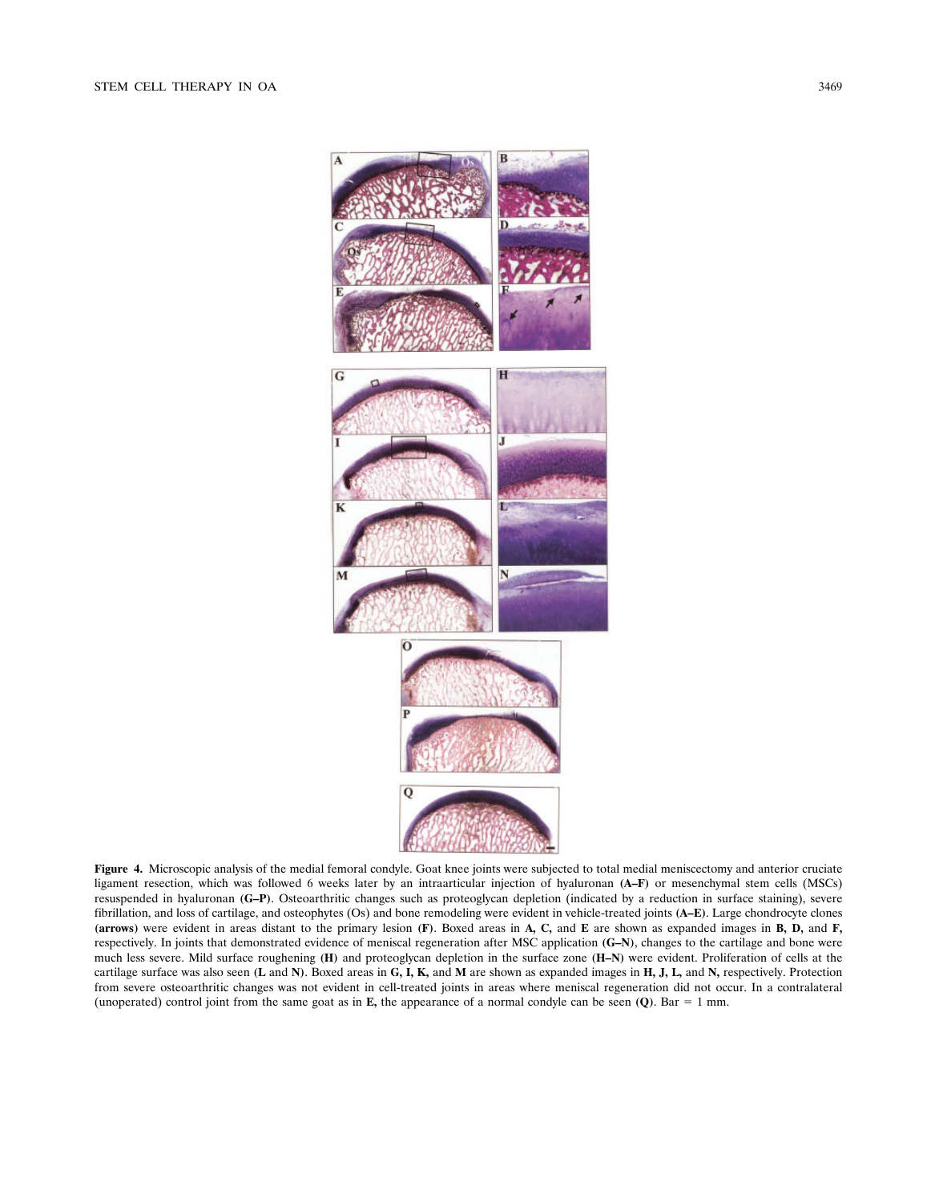**Figure 4.** Microscopic analysis of the medial femoral condyle. Goat knee joints were subjected to total medial meniscectomy and anterior cruciate ligament resection, which was followed 6 weeks later by an intraarticular injection of hyaluronan **(A–F)** or mesenchymal stem cells (MSCs) resuspended in hyaluronan **(G–P)**. Osteoarthritic changes such as proteoglycan depletion (indicated by a reduction in surface staining), severe fibrillation, and loss of cartilage, and osteophytes (Os) and bone remodeling were evident in vehicle-treated joints **(A–E)**. Large chondrocyte clones **(arrows)** were evident in areas distant to the primary lesion **(F)**. Boxed areas in **A, C,** and **E** are shown as expanded images in **B, D,** and **F,** respectively. In joints that demonstrated evidence of meniscal regeneration after MSC application **(G–N)**, changes to the cartilage and bone were much less severe. Mild surface roughening **(H)** and proteoglycan depletion in the surface zone **(H–N)** were evident. Proliferation of cells at the cartilage surface was also seen (**L** and **N**). Boxed areas in **G, I, K,** and **M** are shown as expanded images in **H, J, L,** and **N,** respectively. Protection from severe osteoarthritic changes was not evident in cell-treated joints in areas where meniscal regeneration did not occur. In a contralateral (unoperated) control joint from the same goat as in **E,** the appearance of a normal condyle can be seen (**Q**). Bar = 1 mm.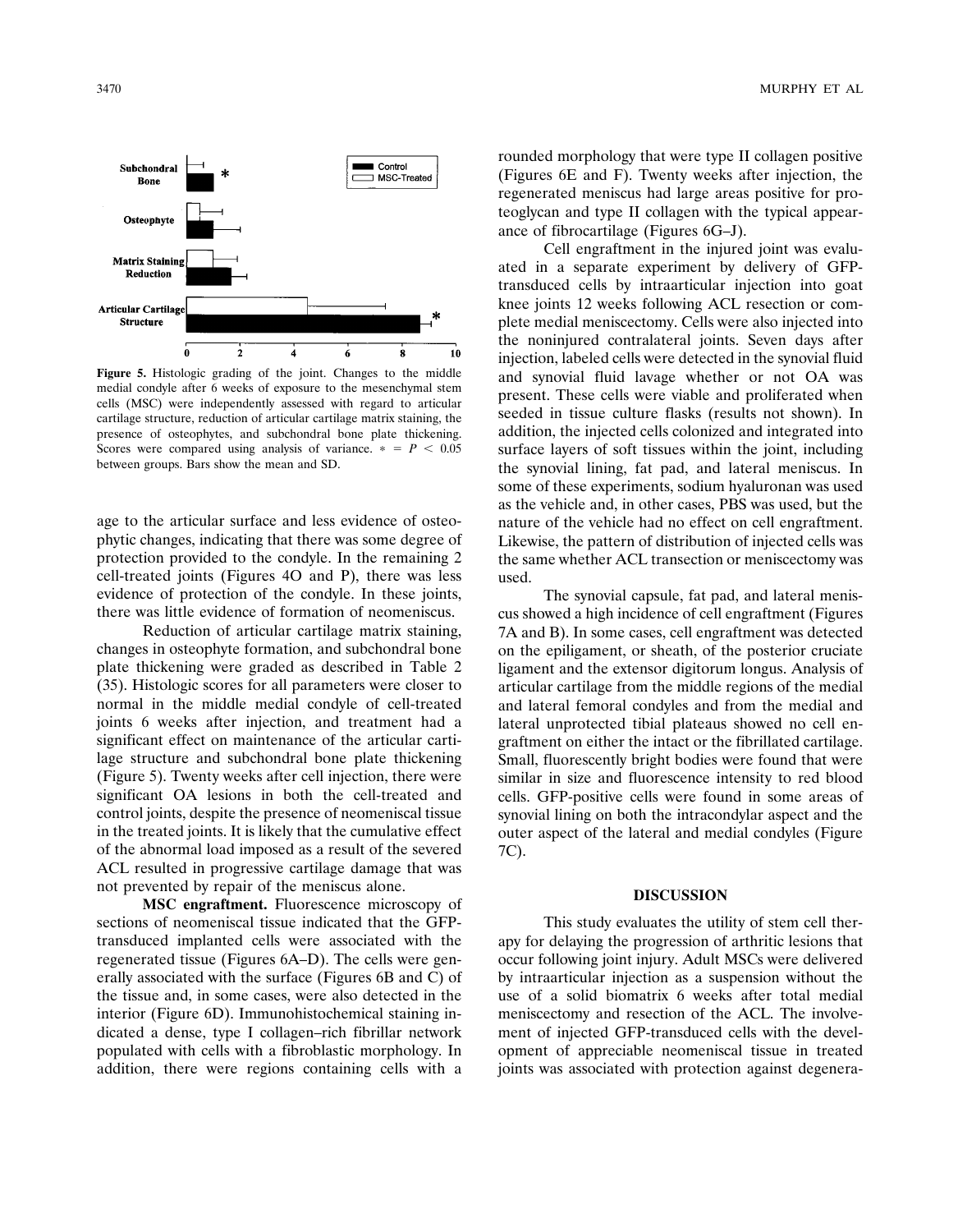Subchondral Bone

Osteophyte

Matrix Staining Reduction

Articular Cartilage Structure

Control

MSC-Treated

0 2 4 6 8 10

*

*

**Figure 5.** Histologic grading of the joint. Changes to the middle medial condyle after 6 weeks of exposure to the mesenchymal stem cells (MSC) were independently assessed with regard to articular cartilage structure, reduction of articular cartilage matrix staining, the presence of osteophytes, and subchondral bone plate thickening. Scores were compared using analysis of variance. * = $P < 0.05$ between groups. Bars show the mean and SD.

age to the articular surface and less evidence of osteophytic changes, indicating that there was some degree of protection provided to the condyle. In the remaining 2 cell-treated joints (Figures 4O and P), there was less evidence of protection of the condyle. In these joints, there was little evidence of formation of neomeniscus.

Reduction of articular cartilage matrix staining, changes in osteophyte formation, and subchondral bone plate thickening were graded as described in Table 2 (35). Histologic scores for all parameters were closer to normal in the middle medial condyle of cell-treated joints 6 weeks after injection, and treatment had a significant effect on maintenance of the articular cartilage structure and subchondral bone plate thickening (Figure 5). Twenty weeks after cell injection, there were significant OA lesions in both the cell-treated and control joints, despite the presence of neomeniscal tissue in the treated joints. It is likely that the cumulative effect of the abnormal load imposed as a result of the severed ACL resulted in progressive cartilage damage that was not prevented by repair of the meniscus alone.

**MSC engraftment.** Fluorescence microscopy of sections of neomeniscal tissue indicated that the GFP-transduced implanted cells were associated with the regenerated tissue (Figures 6A–D). The cells were generally associated with the surface (Figures 6B and C) of the tissue and, in some cases, were also detected in the interior (Figure 6D). Immunohistochemical staining indicated a dense, type I collagen–rich fibrillar network populated with cells with a fibroblastic morphology. In addition, there were regions containing cells with a rounded morphology that were type II collagen positive (Figures 6E and F). Twenty weeks after injection, the regenerated meniscus had large areas positive for proteoglycan and type II collagen with the typical appearance of fibrocartilage (Figures 6G–J).

Cell engraftment in the injured joint was evaluated in a separate experiment by delivery of GFP-transduced cells by intraarticular injection into goat knee joints 12 weeks following ACL resection or complete medial meniscectomy. Cells were also injected into the noninjured contralateral joints. Seven days after injection, labeled cells were detected in the synovial fluid and synovial fluid lavage whether or not OA was present. These cells were viable and proliferated when seeded in tissue culture flasks (results not shown). In addition, the injected cells colonized and integrated into surface layers of soft tissues within the joint, including the synovial lining, fat pad, and lateral meniscus. In some of these experiments, sodium hyaluronan was used as the vehicle and, in other cases, PBS was used, but the nature of the vehicle had no effect on cell engraftment. Likewise, the pattern of distribution of injected cells was the same whether ACL transection or meniscectomy was used.

The synovial capsule, fat pad, and lateral meniscus showed a high incidence of cell engraftment (Figures 7A and B). In some cases, cell engraftment was detected on the epiligament, or sheath, of the posterior cruciate ligament and the extensor digitorum longus. Analysis of articular cartilage from the middle regions of the medial and lateral femoral condyles and from the medial and lateral unprotected tibial plateaus showed no cell engraftment on either the intact or the fibrillated cartilage. Small, fluorescently bright bodies were found that were similar in size and fluorescence intensity to red blood cells. GFP-positive cells were found in some areas of synovial lining on both the intracondylar aspect and the outer aspect of the lateral and medial condyles (Figure 7C).

## DISCUSSION

This study evaluates the utility of stem cell therapy for delaying the progression of arthritic lesions that occur following joint injury. Adult MSCs were delivered by intraarticular injection as a suspension without the use of a solid biomatrix 6 weeks after total medial meniscectomy and resection of the ACL. The involvement of injected GFP-transduced cells with the development of appreciable neomeniscal tissue in treated joints was associated with protection against degenera-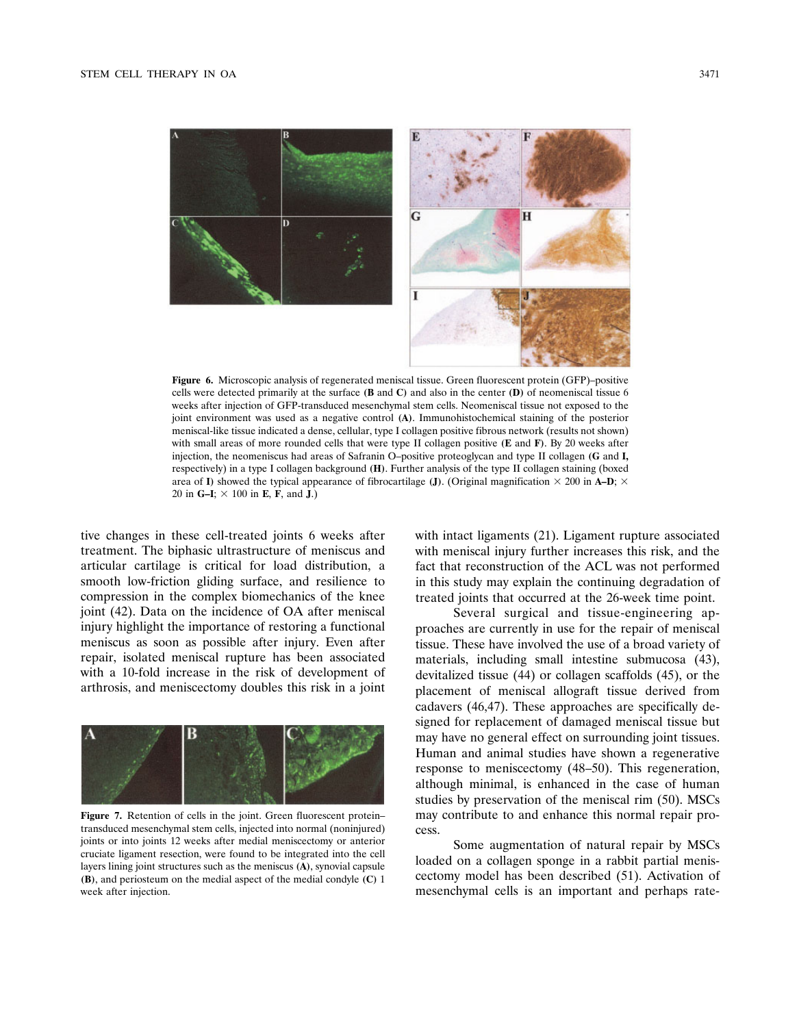Figure 6. Microscopic analysis of regenerated meniscal tissue. Green fluorescent protein (GFP)–positive cells were detected primarily at the surface (**B** and **C**) and also in the center (**D**) of neomeniscal tissue 6 weeks after injection of GFP-transduced mesenchymal stem cells. Neomeniscal tissue not exposed to the joint environment was used as a negative control (**A**). Immunohistochemical staining of the posterior meniscal-like tissue indicated a dense, cellular, type I collagen positive fibrous network (results not shown) with small areas of more rounded cells that were type II collagen positive (**E** and **F**). By 20 weeks after injection, the neomeniscus had areas of Safranin O–positive proteoglycan and type II collagen (**G** and **I**, respectively) in a type I collagen background (**H**). Further analysis of the type II collagen staining (boxed area of **I**) showed the typical appearance of fibrocartilage (**J**). (Original magnification × 200 in **A–D**; × 20 in **G–I**; × 100 in **E**, **F**, and **J**.)

tive changes in these cell-treated joints 6 weeks after treatment. The biphasic ultrastructure of meniscus and articular cartilage is critical for load distribution, a smooth low-friction gliding surface, and resilience to compression in the complex biomechanics of the knee joint (42). Data on the incidence of OA after meniscal injury highlight the importance of restoring a functional meniscus as soon as possible after injury. Even after repair, isolated meniscal rupture has been associated with a 10-fold increase in the risk of development of arthrosis, and meniscectomy doubles this risk in a joint with intact ligaments (21). Ligament rupture associated with meniscal injury further increases this risk, and the fact that reconstruction of the ACL was not performed in this study may explain the continuing degradation of treated joints that occurred at the 26-week time point.

Figure 7. Retention of cells in the joint. Green fluorescent protein–transduced mesenchymal stem cells, injected into normal (noninjured) joints or into joints 12 weeks after medial meniscectomy or anterior cruciate ligament resection, were found to be integrated into the cell layers lining joint structures such as the meniscus (**A**), synovial capsule (**B**), and periosteum on the medial aspect of the medial condyle (**C**) 1 week after injection.

Several surgical and tissue-engineering approaches are currently in use for the repair of meniscal tissue. These have involved the use of a broad variety of materials, including small intestine submucosa (43), devitalized tissue (44) or collagen scaffolds (45), or the placement of meniscal allograft tissue derived from cadavers (46,47). These approaches are specifically designed for replacement of damaged meniscal tissue but may have no general effect on surrounding joint tissues. Human and animal studies have shown a regenerative response to meniscectomy (48–50). This regeneration, although minimal, is enhanced in the case of human studies by preservation of the meniscal rim (50). MSCs may contribute to and enhance this normal repair process.

Some augmentation of natural repair by MSCs loaded on a collagen sponge in a rabbit partial meniscectomy model has been described (51). Activation of mesenchymal cells is an important and perhaps rate-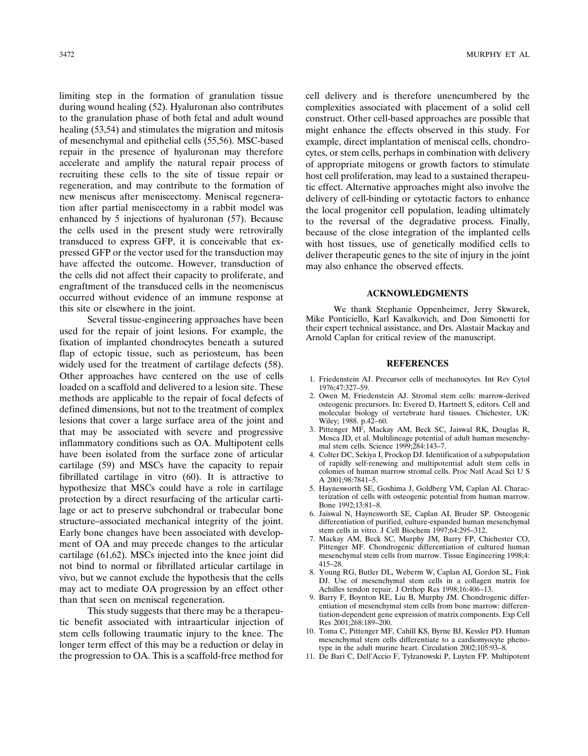limiting step in the formation of granulation tissue during wound healing (52). Hyaluronan also contributes to the granulation phase of both fetal and adult wound healing (53,54) and stimulates the migration and mitosis of mesenchymal and epithelial cells (55,56). MSC-based repair in the presence of hyaluronan may therefore accelerate and amplify the natural repair process of recruiting these cells to the site of tissue repair or regeneration, and may contribute to the formation of new meniscus after meniscectomy. Meniscal regeneration after partial meniscectomy in a rabbit model was enhanced by 5 injections of hyaluronan (57). Because the cells used in the present study were retrovirally transduced to express GFP, it is conceivable that expressed GFP or the vector used for the transduction may have affected the outcome. However, transduction of the cells did not affect their capacity to proliferate, and engraftment of the transduced cells in the neomeniscus occurred without evidence of an immune response at this site or elsewhere in the joint.

Several tissue-engineering approaches have been used for the repair of joint lesions. For example, the fixation of implanted chondrocytes beneath a sutured flap of ectopic tissue, such as periosteum, has been widely used for the treatment of cartilage defects (58). Other approaches have centered on the use of cells loaded on a scaffold and delivered to a lesion site. These methods are applicable to the repair of focal defects of defined dimensions, but not to the treatment of complex lesions that cover a large surface area of the joint and that may be associated with severe and progressive inflammatory conditions such as OA. Multipotent cells have been isolated from the surface zone of articular cartilage (59) and MSCs have the capacity to repair fibrillated cartilage in vitro (60). It is attractive to hypothesize that MSCs could have a role in cartilage protection by a direct resurfacing of the articular cartilage or act to preserve subchondral or trabecular bone structure–associated mechanical integrity of the joint. Early bone changes have been associated with development of OA and may precede changes to the articular cartilage (61,62). MSCs injected into the knee joint did not bind to normal or fibrillated articular cartilage in vivo, but we cannot exclude the hypothesis that the cells may act to mediate OA progression by an effect other than that seen on meniscal regeneration.

This study suggests that there may be a therapeutic benefit associated with intraarticular injection of stem cells following traumatic injury to the knee. The longer term effect of this may be a reduction or delay in the progression to OA. This is a scaffold-free method for cell delivery and is therefore unencumbered by the complexities associated with placement of a solid cell construct. Other cell-based approaches are possible that might enhance the effects observed in this study. For example, direct implantation of meniscal cells, chondrocytes, or stem cells, perhaps in combination with delivery of appropriate mitogens or growth factors to stimulate host cell proliferation, may lead to a sustained therapeutic effect. Alternative approaches might also involve the delivery of cell-binding or cytotactic factors to enhance the local progenitor cell population, leading ultimately to the reversal of the degradative process. Finally, because of the close integration of the implanted cells with host tissues, use of genetically modified cells to deliver therapeutic genes to the site of injury in the joint may also enhance the observed effects.

## ACKNOWLEDGMENTS

We thank Stephanie Oppenheimer, Jerry Skwarek, Mike Ponticiello, Karl Kavalkovich, and Don Simonetti for their expert technical assistance, and Drs. Alastair Mackay and Arnold Caplan for critical review of the manuscript.

## REFERENCES

1. Friedenstein AJ. Precursor cells of mechanocytes. Int Rev Cytol 1976;47:327–59.
2. Owen M, Friedenstein AJ. Stromal stem cells: marrow-derived osteogenic precursors. In: Evered D, Hartnett S, editors. Cell and molecular biology of vertebrate hard tissues. Chichester, UK: Wiley; 1988. p.42–60.
3. Pittenger MF, Mackay AM, Beck SC, Jaiswal RK, Douglas R, Mosca JD, et al. Multilineage potential of adult human mesenchymal stem cells. Science 1999;284:143–7.
4. Colter DC, Sekiya I, Prockop DJ. Identification of a subpopulation of rapidly self-renewing and multipotential adult stem cells in colonies of human marrow stromal cells. Proc Natl Acad Sci U S A 2001;98:7841–5.
5. Haynesworth SE, Goshima J, Goldberg VM, Caplan AI. Characterization of cells with osteogenic potential from human marrow. Bone 1992;13:81–8.
6. Jaiswal N, Haynesworth SE, Caplan AI, Bruder SP. Osteogenic differentiation of purified, culture-expanded human mesenchymal stem cells in vitro. J Cell Biochem 1997;64:295–312.
7. Mackay AM, Beck SC, Murphy JM, Barry FP, Chichester CO, Pittenger MF. Chondrogenic differentiation of cultured human mesenchymal stem cells from marrow. Tissue Engineering 1998;4: 415–28.
8. Young RG, Butler DL, Weberm W, Caplan AI, Gordon SL, Fink DJ. Use of mesenchymal stem cells in a collagen matrix for Achilles tendon repair. J Orthop Res 1998;16:406–13.
9. Barry F, Boynton RE, Liu B, Murphy JM. Chondrogenic differentiation of mesenchymal stem cells from bone marrow: differentiation-dependent gene expression of matrix components. Exp Cell Res 2001;268:189–200.
10. Toma C, Pittenger MF, Cahill KS, Byrne BJ, Kessler PD. Human mesenchymal stem cells differentiate to a cardiomyocyte phenotype in the adult murine heart. Circulation 2002;105:93–8.
11. De Bari C, Dell'Accio F, Tylzanowski P, Luyten FP. Multipotent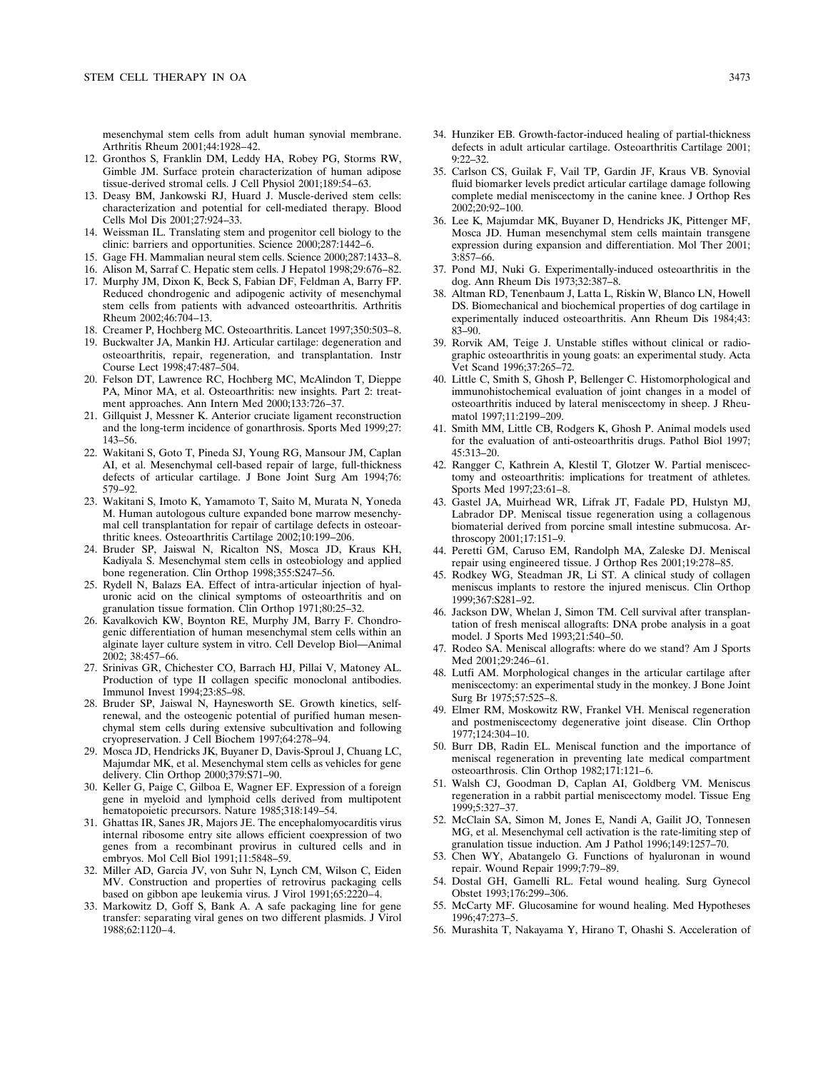mesenchymal stem cells from adult human synovial membrane. Arthritis Rheum 2001;44:1928–42.

12. Gronthos S, Franklin DM, Leddy HA, Robey PG, Storms RW, Gimble JM. Surface protein characterization of human adipose tissue-derived stromal cells. J Cell Physiol 2001;189:54–63.
13. Deasy BM, Jankowski RJ, Huard J. Muscle-derived stem cells: characterization and potential for cell-mediated therapy. Blood Cells Mol Dis 2001;27:924–33.
14. Weissman IL. Translating stem and progenitor cell biology to the clinic: barriers and opportunities. Science 2000;287:1442–6.
15. Gage FH. Mammalian neural stem cells. Science 2000;287:1433–8.
16. Alison M, Sarraf C. Hepatic stem cells. J Hepatol 1998;29:676–82.
17. Murphy JM, Dixon K, Beck S, Fabian DF, Feldman A, Barry FP. Reduced chondrogenic and adipogenic activity of mesenchymal stem cells from patients with advanced osteoarthritis. Arthritis Rheum 2002;46:704–13.
18. Creamer P, Hochberg MC. Osteoarthritis. Lancet 1997;350:503–8.
19. Buckwalter JA, Mankin HJ. Articular cartilage: degeneration and osteoarthritis, repair, regeneration, and transplantation. Instr Course Lect 1998;47:487–504.
20. Felson DT, Lawrence RC, Hochberg MC, McAlindon T, Dieppe PA, Minor MA, et al. Osteoarthritis: new insights. Part 2: treatment approaches. Ann Intern Med 2000;133:726–37.
21. Gillquist J, Messner K. Anterior cruciate ligament reconstruction and the long-term incidence of gonarthrosis. Sports Med 1999;27:143–56.
22. Wakitani S, Goto T, Pineda SJ, Young RG, Mansour JM, Caplan AI, et al. Mesenchymal cell-based repair of large, full-thickness defects of articular cartilage. J Bone Joint Surg Am 1994;76:579–92.
23. Wakitani S, Imoto K, Yamamoto T, Saito M, Murata N, Yoneda M. Human autologous culture expanded bone marrow mesenchymal cell transplantation for repair of cartilage defects in osteoarthritic knees. Osteoarthritis Cartilage 2002;10:199–206.
24. Bruder SP, Jaiswal N, Ricalton NS, Mosca JD, Kraus KH, Kadiyala S. Mesenchymal stem cells in osteobiology and applied bone regeneration. Clin Orthop 1998;355:S247–56.
25. Rydell N, Balazs EA. Effect of intra-articular injection of hyaluronic acid on the clinical symptoms of osteoarthritis and on granulation tissue formation. Clin Orthop 1971;80:25–32.
26. Kavalkovich KW, Boynton RE, Murphy JM, Barry F. Chondrogenic differentiation of human mesenchymal stem cells within an alginate layer culture system in vitro. Cell Develop Biol—Animal 2002; 38:457–66.
27. Srinivas GR, Chichester CO, Barrach HJ, Pillai V, Matoney AL. Production of type II collagen specific monoclonal antibodies. Immunol Invest 1994;23:85–98.
28. Bruder SP, Jaiswal N, Haynesworth SE. Growth kinetics, self-renewal, and the osteogenic potential of purified human mesenchymal stem cells during extensive subcultivation and following cryopreservation. J Cell Biochem 1997;64:278–94.
29. Mosca JD, Hendricks JK, Buyaner D, Davis-Sproul J, Chuang LC, Majumdar MK, et al. Mesenchymal stem cells as vehicles for gene delivery. Clin Orthop 2000;379:S71–90.
30. Keller G, Paige C, Gilboa E, Wagner EF. Expression of a foreign gene in myeloid and lymphoid cells derived from multipotent hematopoietic precursors. Nature 1985;318:149–54.
31. Ghattas IR, Sanes JR, Majors JE. The encephalomyocarditis virus internal ribosome entry site allows efficient coexpression of two genes from a recombinant provirus in cultured cells and in embryos. Mol Cell Biol 1991;11:5848–59.
32. Miller AD, Garcia JV, von Suhr N, Lynch CM, Wilson C, Eiden MV. Construction and properties of retrovirus packaging cells based on gibbon ape leukemia virus. J Virol 1991;65:2220–4.
33. Markowitz D, Goff S, Bank A. A safe packaging line for gene transfer: separating viral genes on two different plasmids. J Virol 1988;62:1120–4.
34. Hunziker EB. Growth-factor-induced healing of partial-thickness defects in adult articular cartilage. Osteoarthritis Cartilage 2001; 9:22–32.
35. Carlson CS, Guilak F, Vail TP, Gardin JF, Kraus VB. Synovial fluid biomarker levels predict articular cartilage damage following complete medial meniscectomy in the canine knee. J Orthop Res 2002;20:92–100.
36. Lee K, Majumdar MK, Buyaner D, Hendricks JK, Pittenger MF, Mosca JD. Human mesenchymal stem cells maintain transgene expression during expansion and differentiation. Mol Ther 2001; 3:857–66.
37. Pond MJ, Nuki G. Experimentally-induced osteoarthritis in the dog. Ann Rheum Dis 1973;32:387–8.
38. Altman RD, Tenenbaum J, Latta L, Riskin W, Blanco LN, Howell DS. Biomechanical and biochemical properties of dog cartilage in experimentally induced osteoarthritis. Ann Rheum Dis 1984;43: 83–90.
39. Rorvik AM, Teige J. Unstable stifles without clinical or radiographic osteoarthritis in young goats: an experimental study. Acta Vet Scand 1996;37:265–72.
40. Little C, Smith S, Ghosh P, Bellenger C. Histomorphological and immunohistochemical evaluation of joint changes in a model of osteoarthritis induced by lateral meniscectomy in sheep. J Rheumatol 1997;11:2199–209.
41. Smith MM, Little CB, Rodgers K, Ghosh P. Animal models used for the evaluation of anti-osteoarthritis drugs. Pathol Biol 1997; 45:313–20.
42. Rangger C, Kathrein A, Klestil T, Glotzer W. Partial meniscectomy and osteoarthritis: implications for treatment of athletes. Sports Med 1997;23:61–8.
43. Gastel JA, Muirhead WR, Lifrak JT, Fadale PD, Hulstyn MJ, Labrador DP. Meniscal tissue regeneration using a collagenous biomaterial derived from porcine small intestine submucosa. Arthroscopy 2001;17:151–9.
44. Peretti GM, Caruso EM, Randolph MA, Zaleske DJ. Meniscal repair using engineered tissue. J Orthop Res 2001;19:278–85.
45. Rodkey WG, Steadman JR, Li ST. A clinical study of collagen meniscus implants to restore the injured meniscus. Clin Orthop 1999;367:S281–92.
46. Jackson DW, Whelan J, Simon TM. Cell survival after transplantation of fresh meniscal allografts: DNA probe analysis in a goat model. J Sports Med 1993;21:540–50.
47. Rodeo SA. Meniscal allografts: where do we stand? Am J Sports Med 2001;29:246–61.
48. Lutfi AM. Morphological changes in the articular cartilage after meniscectomy: an experimental study in the monkey. J Bone Joint Surg Br 1975;57:525–8.
49. Elmer RM, Moskowitz RW, Frankel VH. Meniscal regeneration and postmeniscectomy degenerative joint disease. Clin Orthop 1977;124:304–10.
50. Burr DB, Radin EL. Meniscal function and the importance of meniscal regeneration in preventing late medical compartment osteoarthrosis. Clin Orthop 1982;171:121–6.
51. Walsh CJ, Goodman D, Caplan AI, Goldberg VM. Meniscus regeneration in a rabbit partial meniscectomy model. Tissue Eng 1999;5:327–37.
52. McClain SA, Simon M, Jones E, Nandi A, Gailit JO, Tonnesen MG, et al. Mesenchymal cell activation is the rate-limiting step of granulation tissue induction. Am J Pathol 1996;149:1257–70.
53. Chen WY, Abatangelo G. Functions of hyaluronan in wound repair. Wound Repair 1999;7:79–89.
54. Dostal GH, Gamelli RL. Fetal wound healing. Surg Gynecol Obstet 1993;176:299–306.
55. McCarty MF. Glucosamine for wound healing. Med Hypotheses 1996;47:273–5.
56. Murashita T, Nakayama Y, Hirano T, Ohashi S. Acceleration of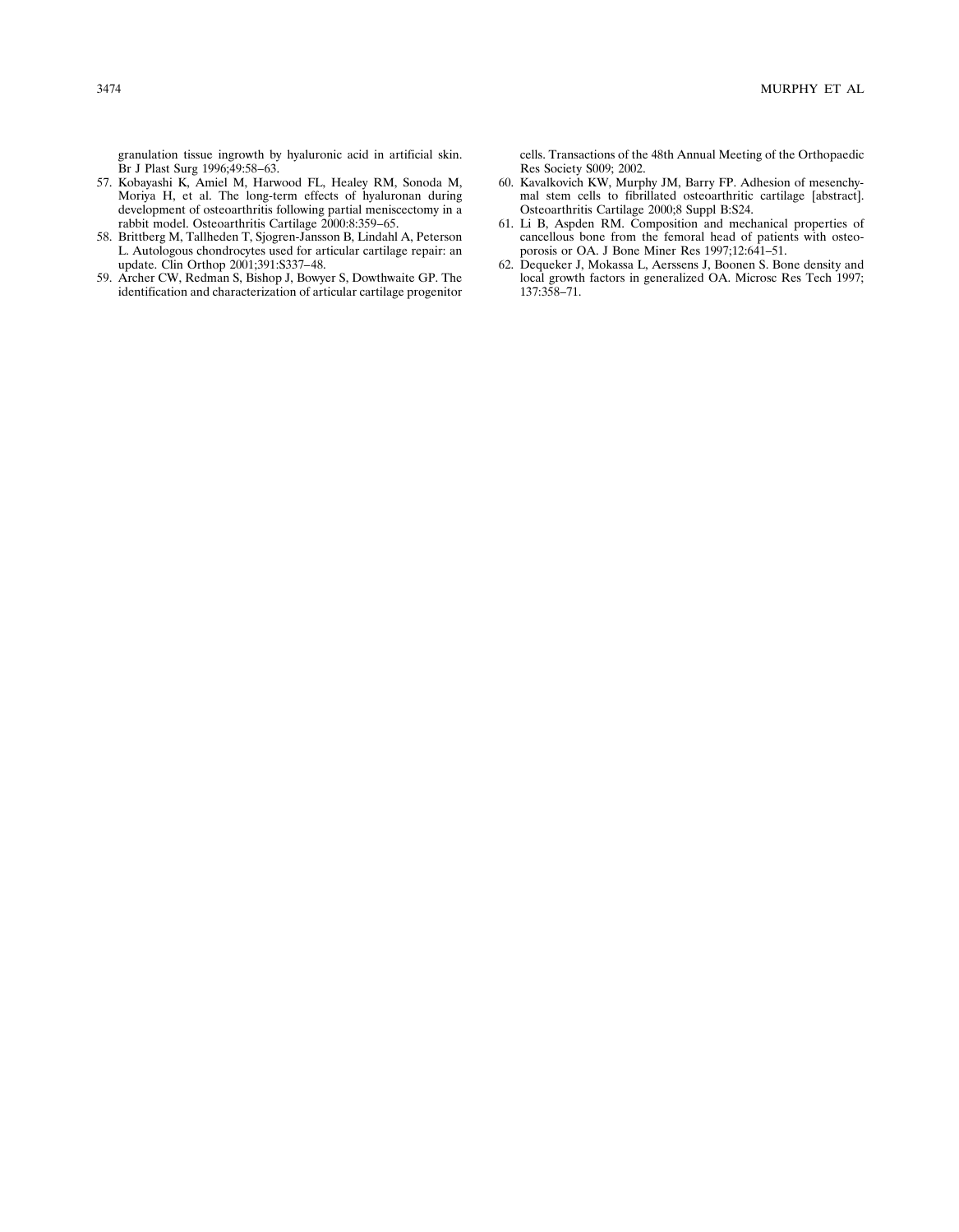granulation tissue ingrowth by hyaluronic acid in artificial skin. Br J Plast Surg 1996;49:58–63.

57. Kobayashi K, Amiel M, Harwood FL, Healey RM, Sonoda M, Moriya H, et al. The long-term effects of hyaluronan during development of osteoarthritis following partial meniscectomy in a rabbit model. Osteoarthritis Cartilage 2000:8:359–65.
58. Brittberg M, Tallheden T, Sjogren-Jansson B, Lindahl A, Peterson L. Autologous chondrocytes used for articular cartilage repair: an update. Clin Orthop 2001;391:S337–48.
59. Archer CW, Redman S, Bishop J, Bowyer S, Dowthwaite GP. The identification and characterization of articular cartilage progenitor cells. Transactions of the 48th Annual Meeting of the Orthopaedic Res Society S009; 2002.
60. Kavalkovich KW, Murphy JM, Barry FP. Adhesion of mesenchymal stem cells to fibrillated osteoarthritic cartilage [abstract]. Osteoarthritis Cartilage 2000;8 Suppl B:S24.
61. Li B, Aspden RM. Composition and mechanical properties of cancellous bone from the femoral head of patients with osteoporosis or OA. J Bone Miner Res 1997;12:641–51.
62. Dequeker J, Mokassa L, Aerssens J, Boonen S. Bone density and local growth factors in generalized OA. Microsc Res Tech 1997; 137:358–71.